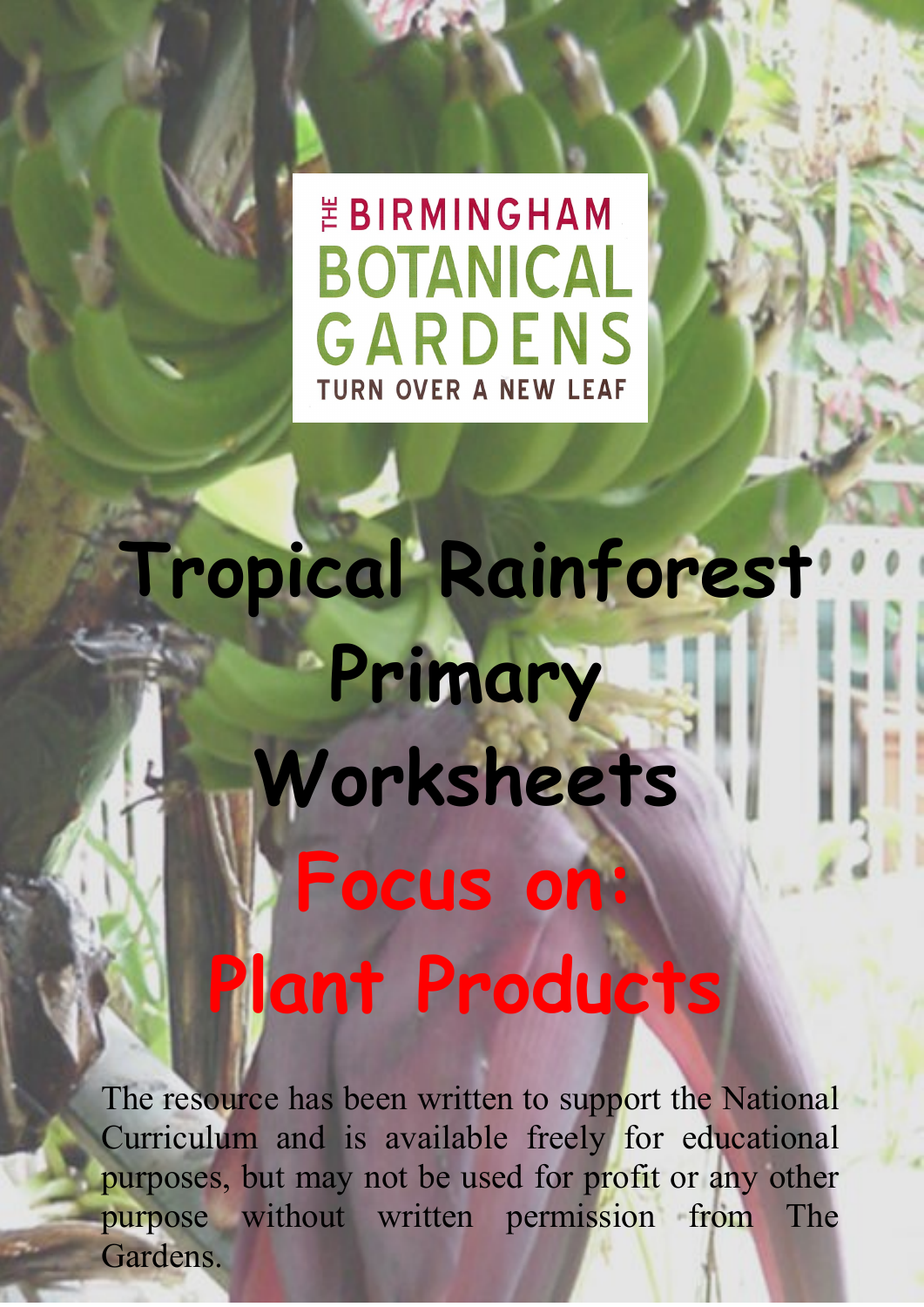THE BIRMINGHAM BOTANICAL GARDENS

TURN OVER A NEW LEAF

# Tropical Rainforest Primary Worksheets

## Focus on: Plant Products

The resource has been written to support the National Curriculum and is available freely for educational purposes, but may not be used for profit or any other purpose without written permission from The Gardens.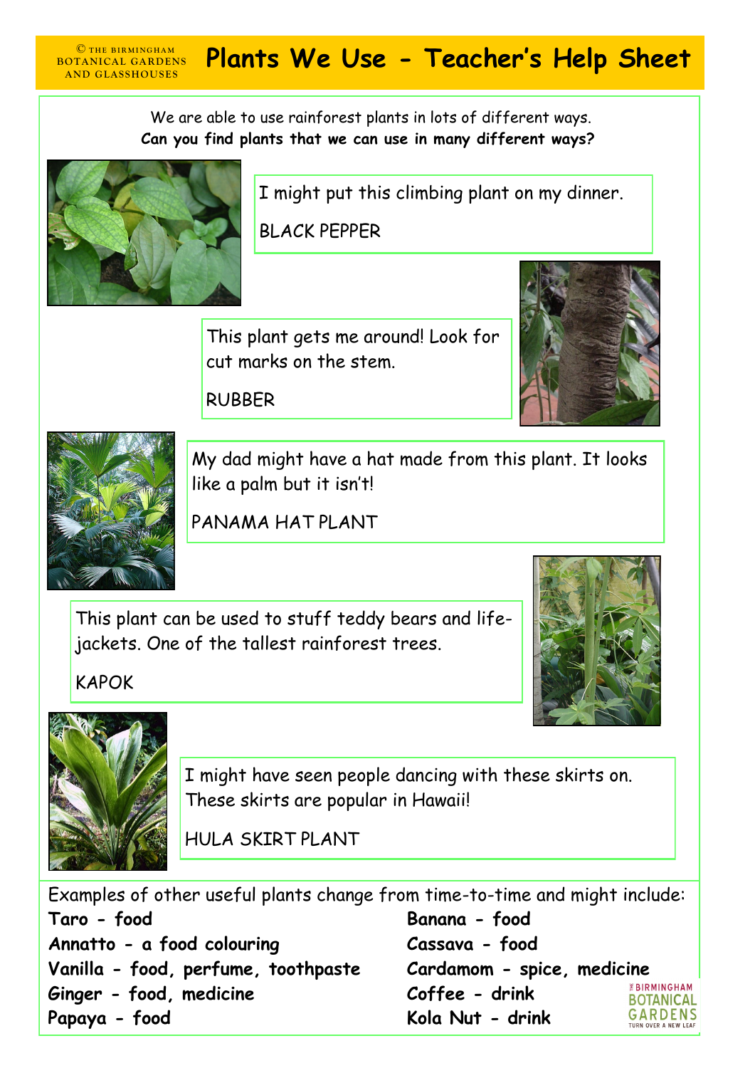© THE BIRMINGHAM BOTANICAL GARDENS AND GLASSHOUSES

# Plants We Use - Teacher's Help Sheet

We are able to use rainforest plants in lots of different ways.
**Can you find plants that we can use in many different ways?**

I might put this climbing plant on my dinner.

BLACK PEPPER

This plant gets me around! Look for cut marks on the stem.

RUBBER

My dad might have a hat made from this plant. It looks like a palm but it isn't!

PANAMA HAT PLANT

This plant can be used to stuff teddy bears and life-jackets. One of the tallest rainforest trees.

KAPOK

I might have seen people dancing with these skirts on. These skirts are popular in Hawaii!

HULA SKIRT PLANT

Examples of other useful plants change from time-to-time and might include:

**Taro - food**
**Annatto - a food colouring**
**Vanilla - food, perfume, toothpaste**
**Ginger - food, medicine**
**Papaya - food**
**Banana - food**
**Cassava - food**
**Cardamom - spice, medicine**
**Coffee - drink**
**Kola Nut - drink**

THE BIRMINGHAM BOTANICAL GARDENS TURN OVER A NEW LEAF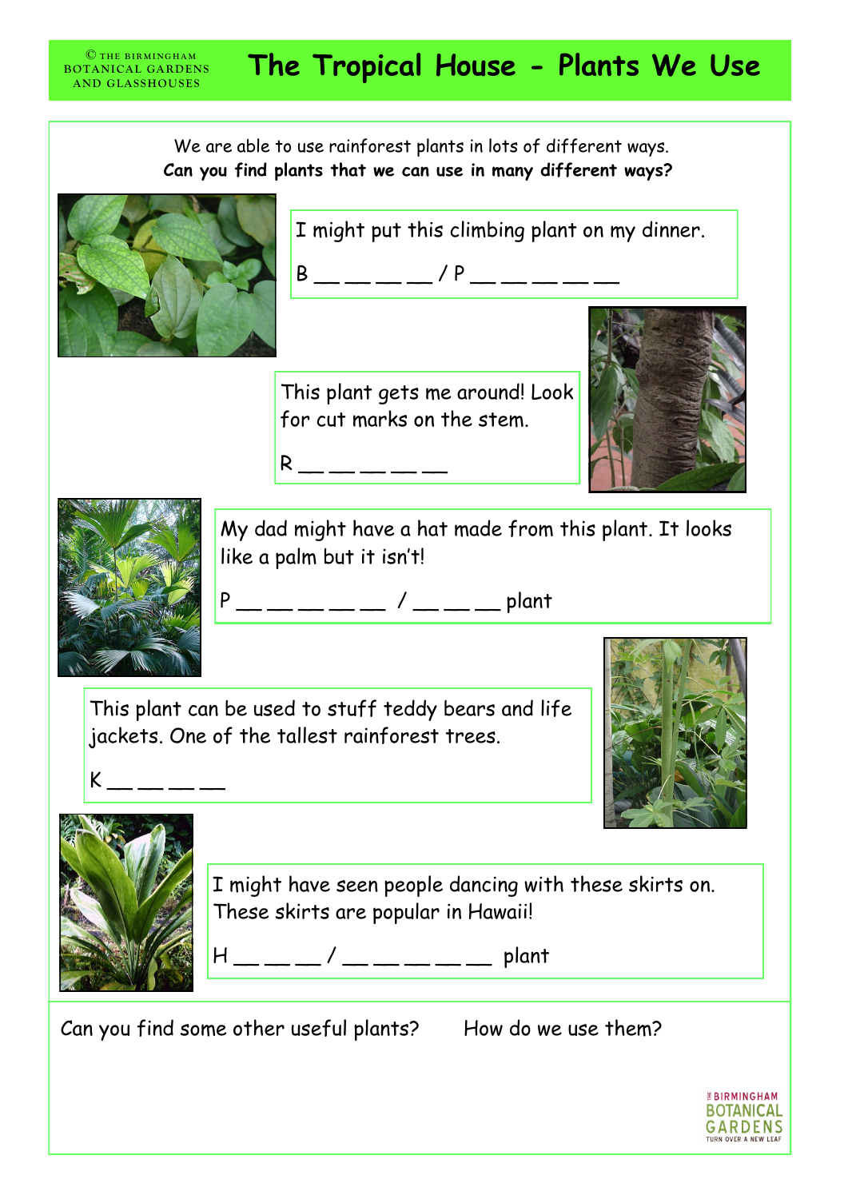© THE BIRMINGHAM BOTANICAL GARDENS AND GLASSHOUSES

# The Tropical House - Plants We Use

We are able to use rainforest plants in lots of different ways.
**Can you find plants that we can use in many different ways?**

I might put this climbing plant on my dinner.

B __ __ __ __ / P __ __ __ __ __

This plant gets me around! Look for cut marks on the stem.

R __ __ __ __ __

My dad might have a hat made from this plant. It looks like a palm but it isn't!

P __ __ __ __ __ / __ __ __ plant

This plant can be used to stuff teddy bears and life jackets. One of the tallest rainforest trees.

K __ __ __ __

I might have seen people dancing with these skirts on. These skirts are popular in Hawaii!

H __ __ __ / __ __ __ __ __ plant

Can you find some other useful plants? How do we use them?

THE BIRMINGHAM BOTANICAL GARDENS
TURN OVER A NEW LEAF